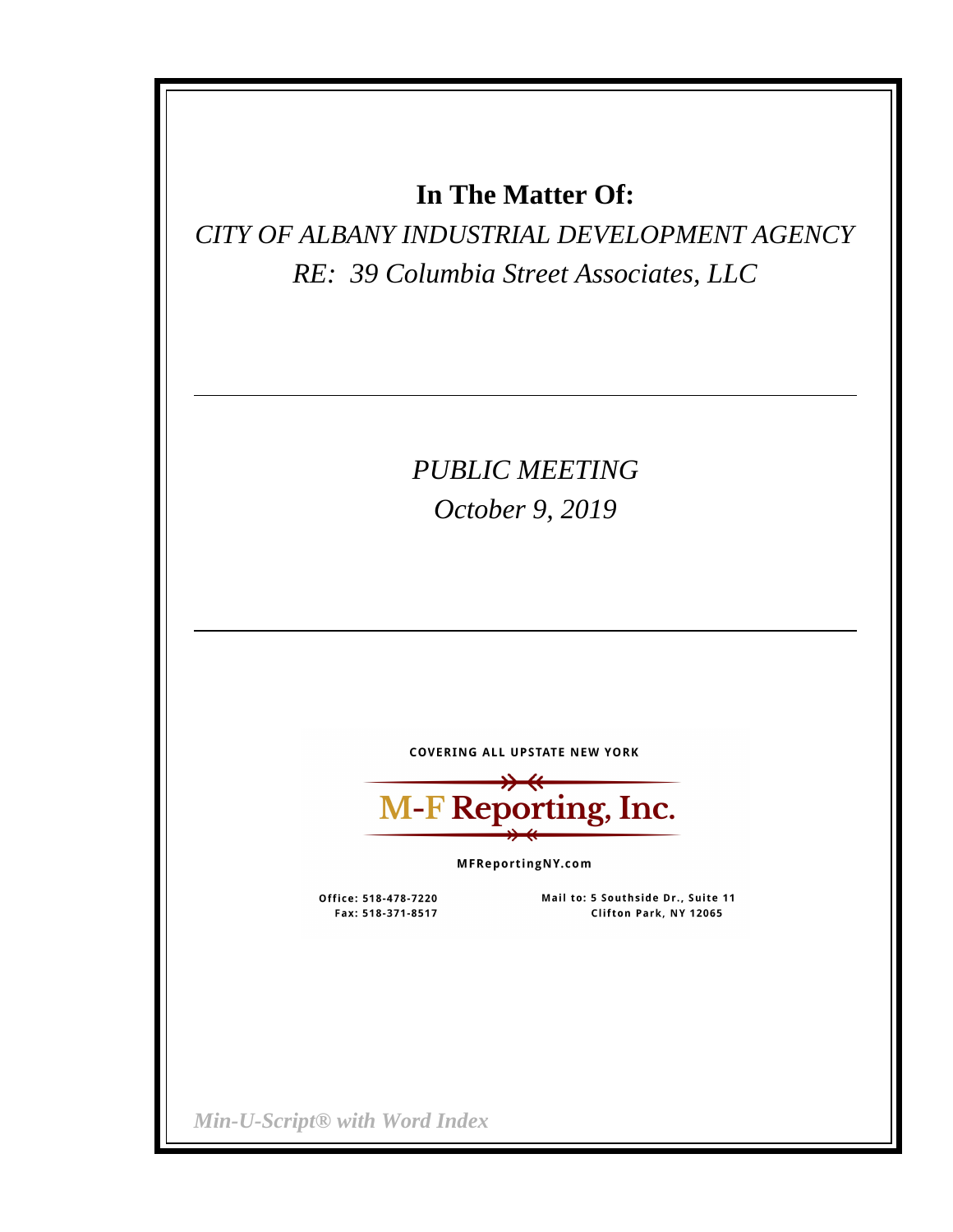# In The Matter Of:

*CITY OF ALBANY INDUSTRIAL DEVELOPMENT AGENCY*

*RE: 39 Columbia Street Associates, LLC*

---

*PUBLIC MEETING*

*October 9, 2019*

---

COVERING ALL UPSTATE NEW YORK

**M-F Reporting, Inc.**

MFReportingNY.com

Office: 518-478-7220
Fax: 518-371-8517

Mail to: 5 Southside Dr., Suite 11
Clifton Park, NY 12065

*Min-U-Script® with Word Index*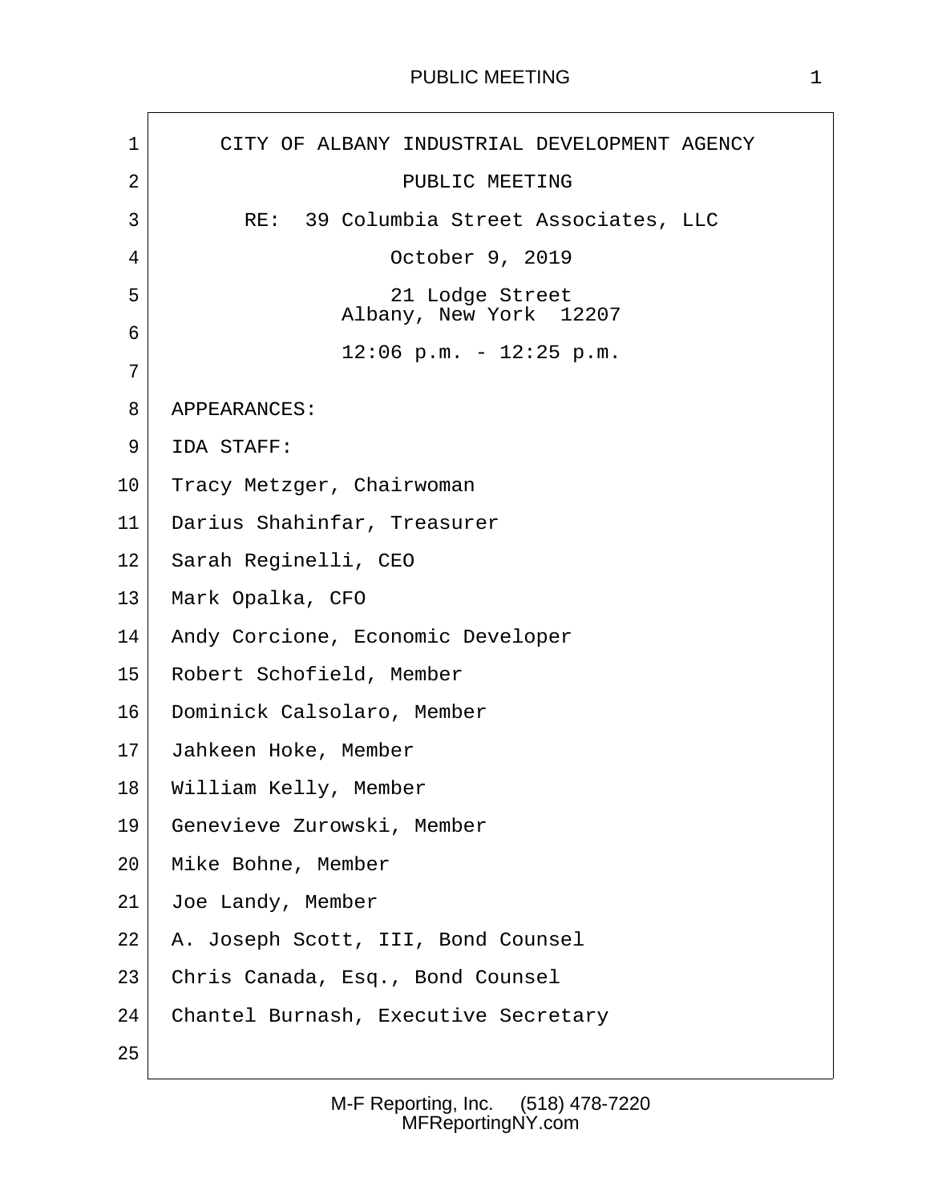CITY OF ALBANY INDUSTRIAL DEVELOPMENT AGENCY

PUBLIC MEETING

RE: 39 Columbia Street Associates, LLC

October 9, 2019

21 Lodge Street
Albany, New York 12207

12:06 p.m. - 12:25 p.m.

APPEARANCES:

IDA STAFF:

Tracy Metzger, Chairwoman
Darius Shahinfar, Treasurer
Sarah Reginelli, CEO
Mark Opalka, CFO
Andy Corcione, Economic Developer
Robert Schofield, Member
Dominick Calsolaro, Member
Jahkeen Hoke, Member
William Kelly, Member
Genevieve Zurowski, Member
Mike Bohne, Member
Joe Landy, Member
A. Joseph Scott, III, Bond Counsel
Chris Canada, Esq., Bond Counsel
Chantel Burnash, Executive Secretary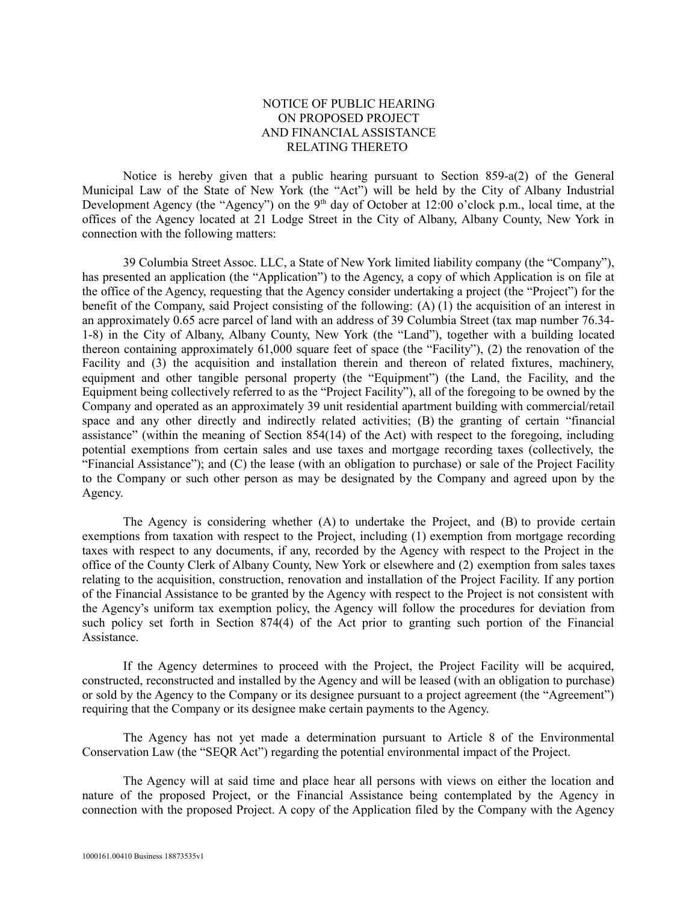NOTICE OF PUBLIC HEARING
ON PROPOSED PROJECT
AND FINANCIAL ASSISTANCE
RELATING THERETO

Notice is hereby given that a public hearing pursuant to Section 859-a(2) of the General Municipal Law of the State of New York (the "Act") will be held by the City of Albany Industrial Development Agency (the "Agency") on the 9th day of October at 12:00 o'clock p.m., local time, at the offices of the Agency located at 21 Lodge Street in the City of Albany, Albany County, New York in connection with the following matters:

39 Columbia Street Assoc. LLC, a State of New York limited liability company (the "Company"), has presented an application (the "Application") to the Agency, a copy of which Application is on file at the office of the Agency, requesting that the Agency consider undertaking a project (the "Project") for the benefit of the Company, said Project consisting of the following: (A) (1) the acquisition of an interest in an approximately 0.65 acre parcel of land with an address of 39 Columbia Street (tax map number 76.34-1-8) in the City of Albany, Albany County, New York (the "Land"), together with a building located thereon containing approximately 61,000 square feet of space (the "Facility"), (2) the renovation of the Facility and (3) the acquisition and installation therein and thereon of related fixtures, machinery, equipment and other tangible personal property (the "Equipment") (the Land, the Facility, and the Equipment being collectively referred to as the "Project Facility"), all of the foregoing to be owned by the Company and operated as an approximately 39 unit residential apartment building with commercial/retail space and any other directly and indirectly related activities; (B) the granting of certain "financial assistance" (within the meaning of Section 854(14) of the Act) with respect to the foregoing, including potential exemptions from certain sales and use taxes and mortgage recording taxes (collectively, the "Financial Assistance"); and (C) the lease (with an obligation to purchase) or sale of the Project Facility to the Company or such other person as may be designated by the Company and agreed upon by the Agency.

The Agency is considering whether (A) to undertake the Project, and (B) to provide certain exemptions from taxation with respect to the Project, including (1) exemption from mortgage recording taxes with respect to any documents, if any, recorded by the Agency with respect to the Project in the office of the County Clerk of Albany County, New York or elsewhere and (2) exemption from sales taxes relating to the acquisition, construction, renovation and installation of the Project Facility. If any portion of the Financial Assistance to be granted by the Agency with respect to the Project is not consistent with the Agency's uniform tax exemption policy, the Agency will follow the procedures for deviation from such policy set forth in Section 874(4) of the Act prior to granting such portion of the Financial Assistance.

If the Agency determines to proceed with the Project, the Project Facility will be acquired, constructed, reconstructed and installed by the Agency and will be leased (with an obligation to purchase) or sold by the Agency to the Company or its designee pursuant to a project agreement (the "Agreement") requiring that the Company or its designee make certain payments to the Agency.

The Agency has not yet made a determination pursuant to Article 8 of the Environmental Conservation Law (the "SEQR Act") regarding the potential environmental impact of the Project.

The Agency will at said time and place hear all persons with views on either the location and nature of the proposed Project, or the Financial Assistance being contemplated by the Agency in connection with the proposed Project. A copy of the Application filed by the Company with the Agency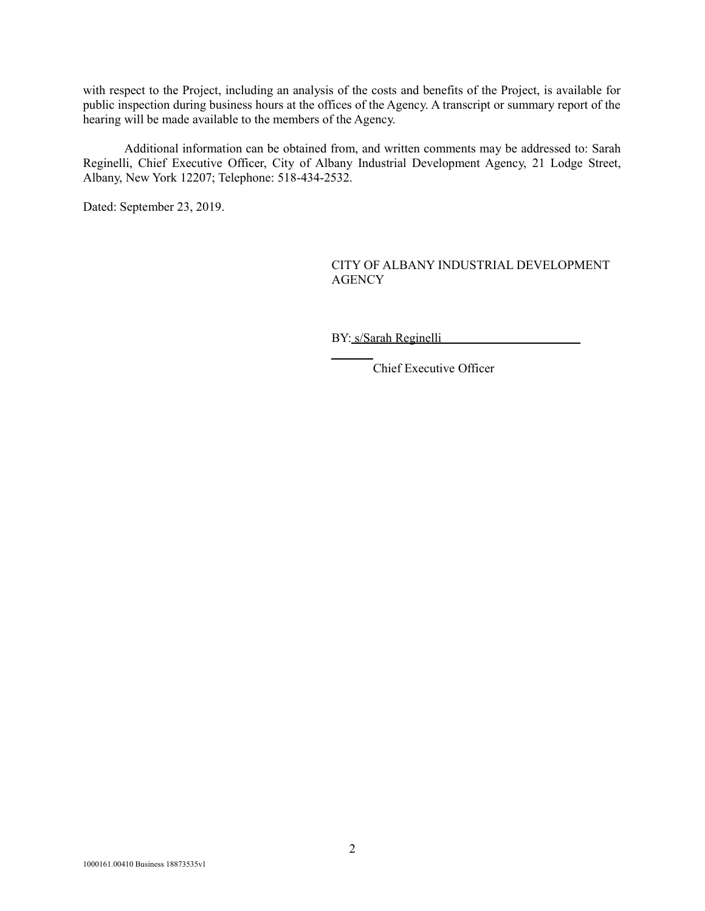with respect to the Project, including an analysis of the costs and benefits of the Project, is available for public inspection during business hours at the offices of the Agency. A transcript or summary report of the hearing will be made available to the members of the Agency.

Additional information can be obtained from, and written comments may be addressed to: Sarah Reginelli, Chief Executive Officer, City of Albany Industrial Development Agency, 21 Lodge Street, Albany, New York 12207; Telephone: 518-434-2532.

Dated: September 23, 2019.

CITY OF ALBANY INDUSTRIAL DEVELOPMENT AGENCY

BY: s/Sarah Reginelli

Chief Executive Officer

1000161.00410 Business 18873535v1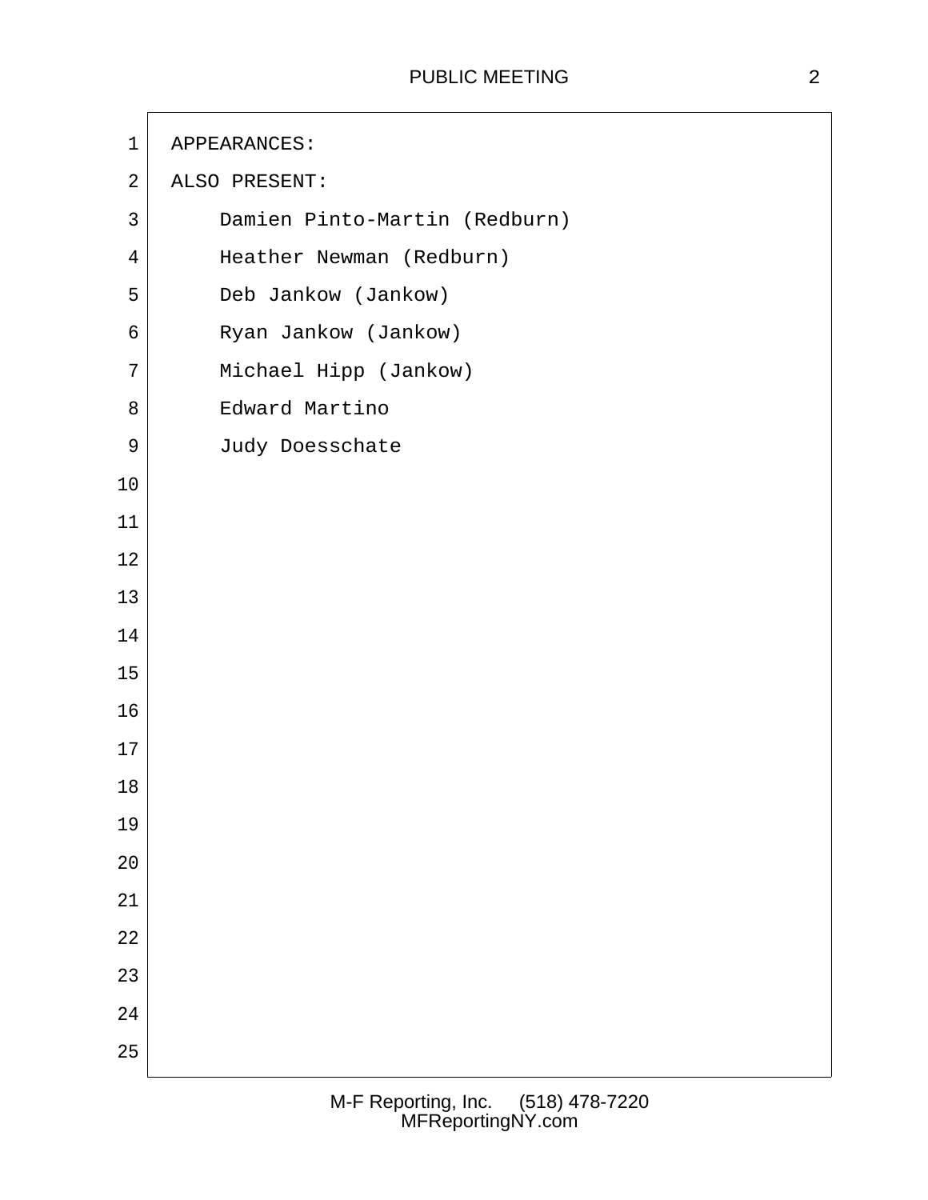APPEARANCES:

ALSO PRESENT:

Damien Pinto-Martin (Redburn)

Heather Newman (Redburn)

Deb Jankow (Jankow)

Ryan Jankow (Jankow)

Michael Hipp (Jankow)

Edward Martino

Judy Doesschate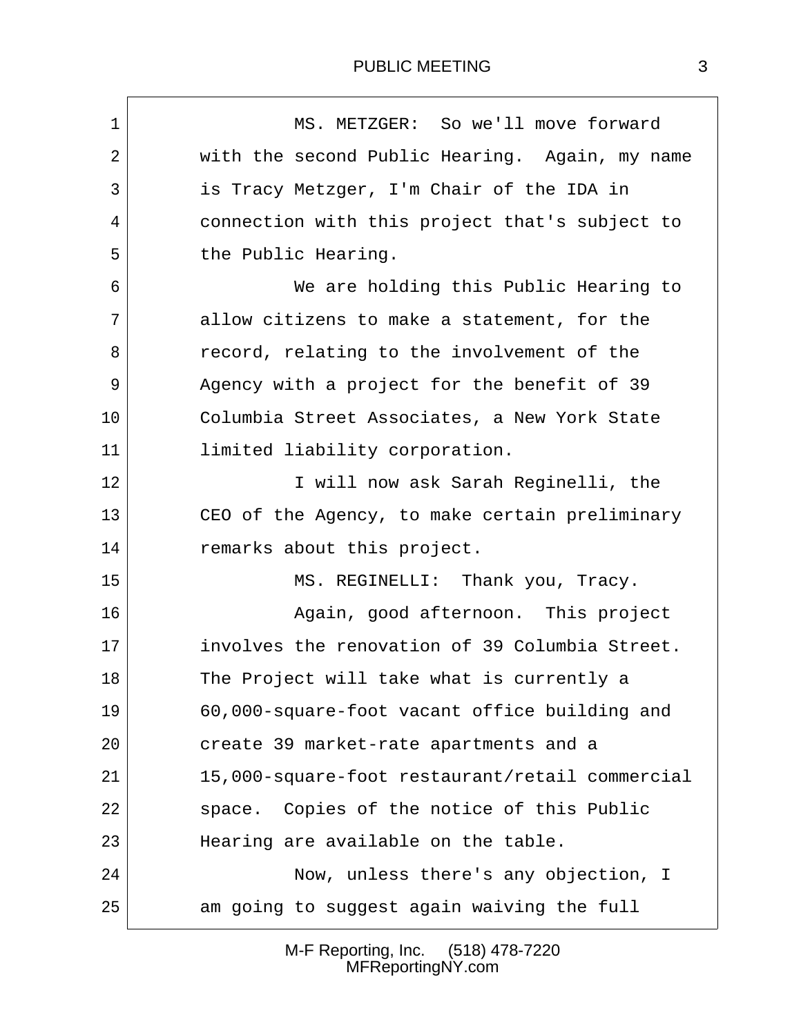MS. METZGER: So we'll move forward with the second Public Hearing. Again, my name is Tracy Metzger, I'm Chair of the IDA in connection with this project that's subject to the Public Hearing.

We are holding this Public Hearing to allow citizens to make a statement, for the record, relating to the involvement of the Agency with a project for the benefit of 39 Columbia Street Associates, a New York State limited liability corporation.

I will now ask Sarah Reginelli, the CEO of the Agency, to make certain preliminary remarks about this project.

MS. REGINELLI: Thank you, Tracy.

Again, good afternoon. This project involves the renovation of 39 Columbia Street. The Project will take what is currently a 60,000-square-foot vacant office building and create 39 market-rate apartments and a 15,000-square-foot restaurant/retail commercial space. Copies of the notice of this Public Hearing are available on the table.

Now, unless there's any objection, I am going to suggest again waiving the full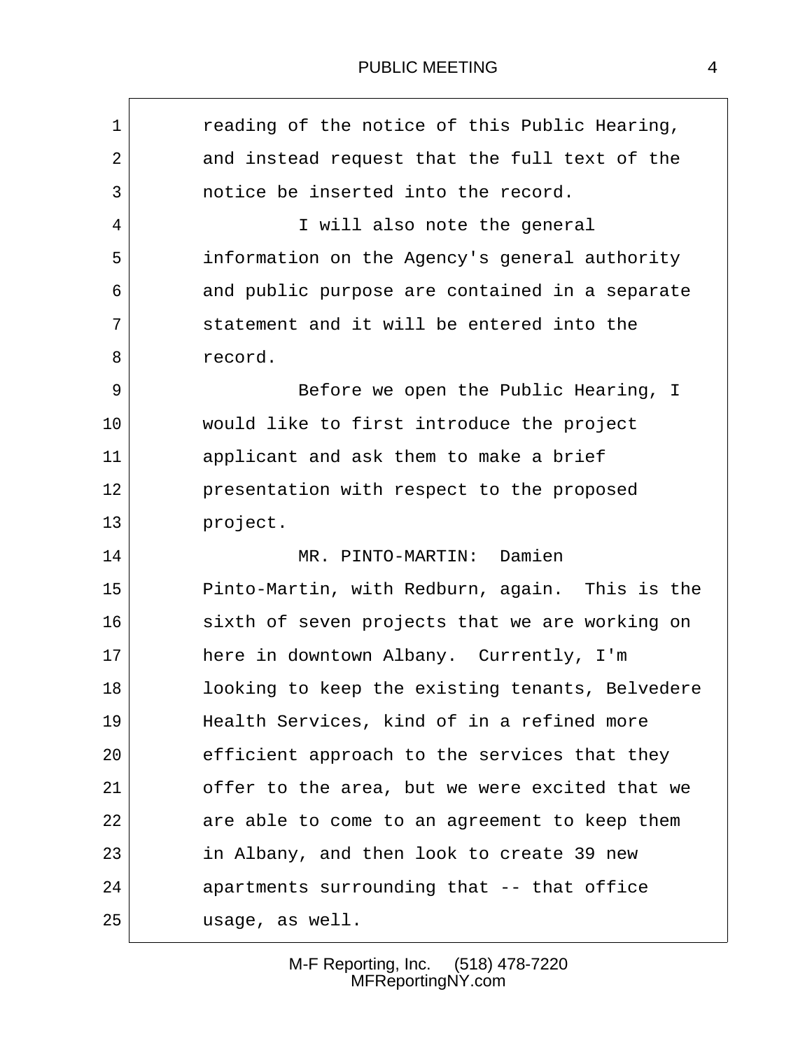reading of the notice of this Public Hearing, and instead request that the full text of the notice be inserted into the record.

I will also note the general information on the Agency's general authority and public purpose are contained in a separate statement and it will be entered into the record.

Before we open the Public Hearing, I would like to first introduce the project applicant and ask them to make a brief presentation with respect to the proposed project.

MR. PINTO-MARTIN: Damien Pinto-Martin, with Redburn, again. This is the sixth of seven projects that we are working on here in downtown Albany. Currently, I'm looking to keep the existing tenants, Belvedere Health Services, kind of in a refined more efficient approach to the services that they offer to the area, but we were excited that we are able to come to an agreement to keep them in Albany, and then look to create 39 new apartments surrounding that -- that office usage, as well.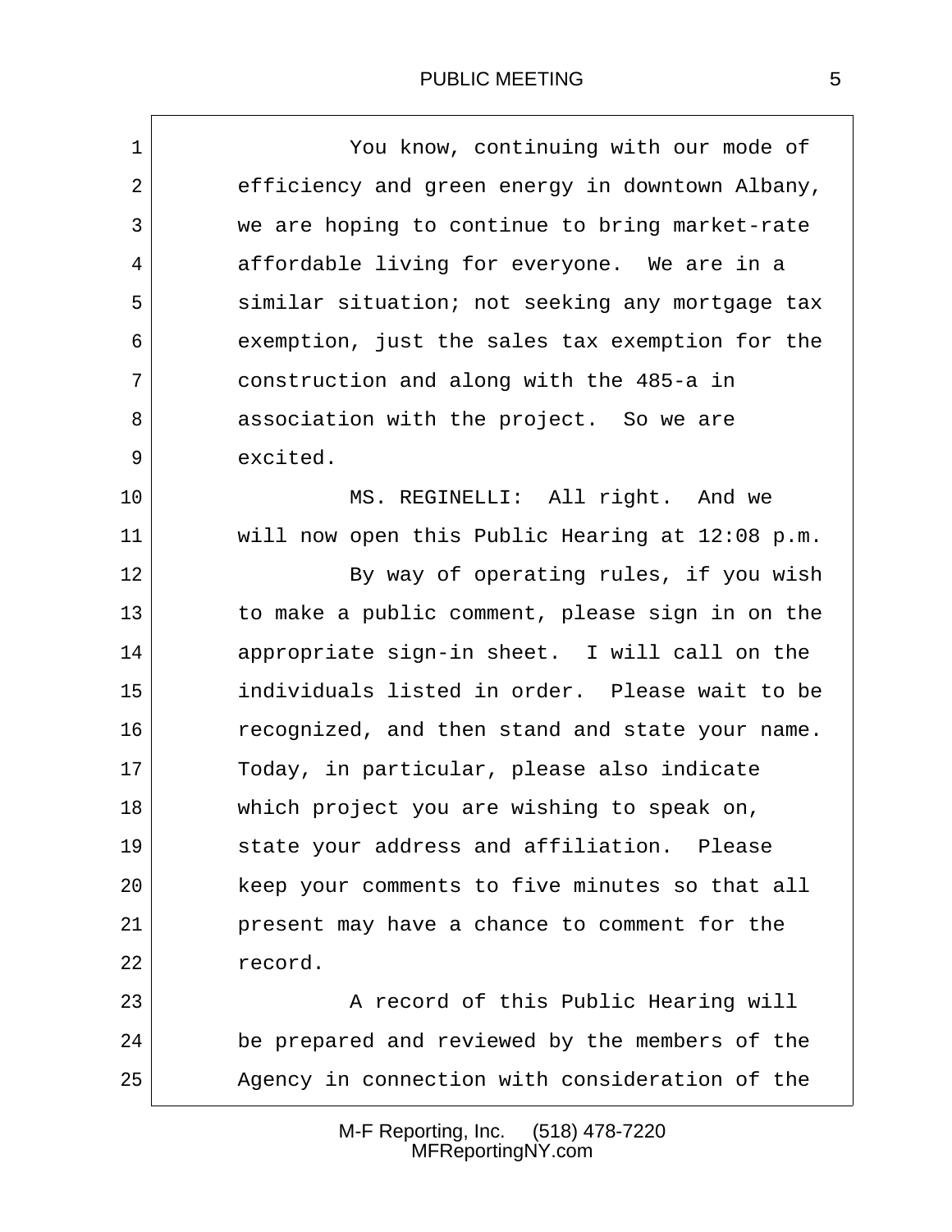You know, continuing with our mode of efficiency and green energy in downtown Albany, we are hoping to continue to bring market-rate affordable living for everyone. We are in a similar situation; not seeking any mortgage tax exemption, just the sales tax exemption for the construction and along with the 485-a in association with the project. So we are excited.

MS. REGINELLI: All right. And we will now open this Public Hearing at 12:08 p.m.

By way of operating rules, if you wish to make a public comment, please sign in on the appropriate sign-in sheet. I will call on the individuals listed in order. Please wait to be recognized, and then stand and state your name. Today, in particular, please also indicate which project you are wishing to speak on, state your address and affiliation. Please keep your comments to five minutes so that all present may have a chance to comment for the record.

A record of this Public Hearing will be prepared and reviewed by the members of the Agency in connection with consideration of the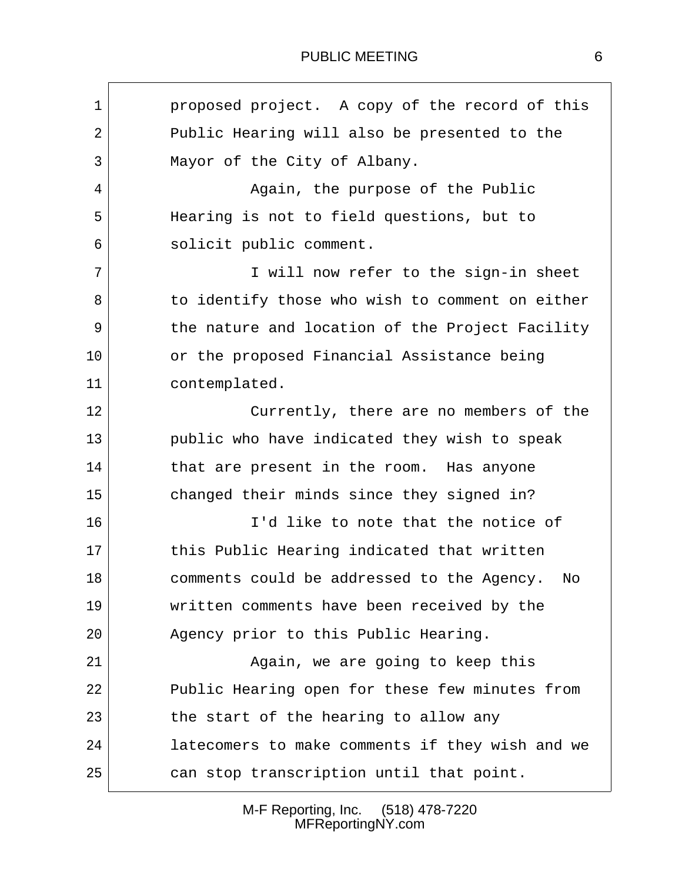proposed project. A copy of the record of this Public Hearing will also be presented to the Mayor of the City of Albany.

Again, the purpose of the Public Hearing is not to field questions, but to solicit public comment.

I will now refer to the sign-in sheet to identify those who wish to comment on either the nature and location of the Project Facility or the proposed Financial Assistance being contemplated.

Currently, there are no members of the public who have indicated they wish to speak that are present in the room. Has anyone changed their minds since they signed in?

I'd like to note that the notice of this Public Hearing indicated that written comments could be addressed to the Agency. No written comments have been received by the Agency prior to this Public Hearing.

Again, we are going to keep this Public Hearing open for these few minutes from the start of the hearing to allow any latecomers to make comments if they wish and we can stop transcription until that point.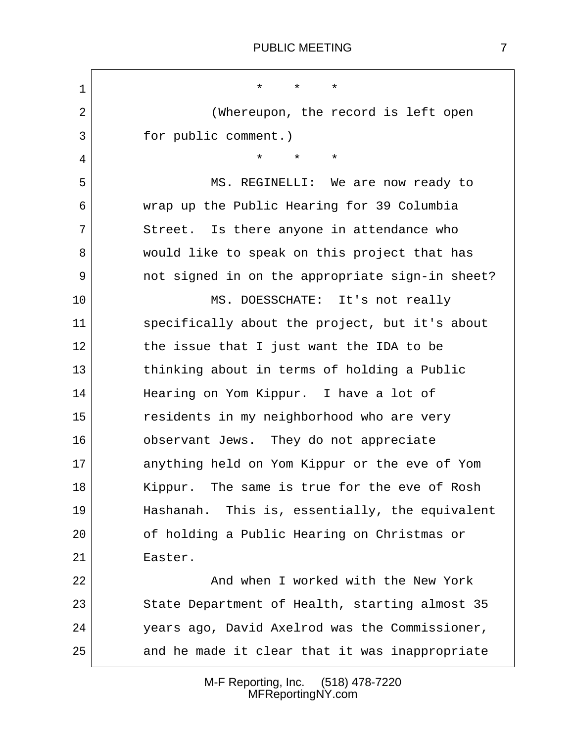\* \* \*

(Whereupon, the record is left open for public comment.)

\* \* \*

MS. REGINELLI: We are now ready to wrap up the Public Hearing for 39 Columbia Street. Is there anyone in attendance who would like to speak on this project that has not signed in on the appropriate sign-in sheet?

MS. DOESSCHATE: It's not really specifically about the project, but it's about the issue that I just want the IDA to be thinking about in terms of holding a Public Hearing on Yom Kippur. I have a lot of residents in my neighborhood who are very observant Jews. They do not appreciate anything held on Yom Kippur or the eve of Yom Kippur. The same is true for the eve of Rosh Hashanah. This is, essentially, the equivalent of holding a Public Hearing on Christmas or Easter.

And when I worked with the New York State Department of Health, starting almost 35 years ago, David Axelrod was the Commissioner, and he made it clear that it was inappropriate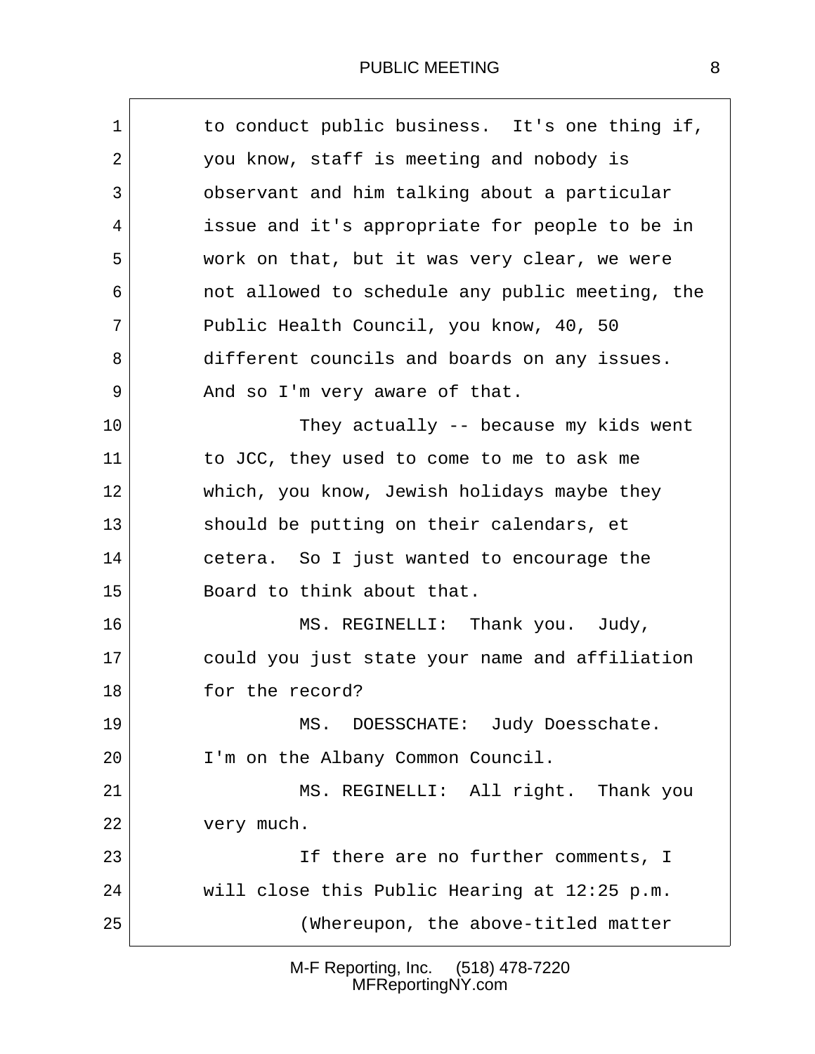to conduct public business. It's one thing if, you know, staff is meeting and nobody is observant and him talking about a particular issue and it's appropriate for people to be in work on that, but it was very clear, we were not allowed to schedule any public meeting, the Public Health Council, you know, 40, 50 different councils and boards on any issues. And so I'm very aware of that.

They actually -- because my kids went to JCC, they used to come to me to ask me which, you know, Jewish holidays maybe they should be putting on their calendars, et cetera. So I just wanted to encourage the Board to think about that.

MS. REGINELLI: Thank you. Judy, could you just state your name and affiliation for the record?

MS. DOESSCHATE: Judy Doesschate. I'm on the Albany Common Council.

MS. REGINELLI: All right. Thank you very much.

If there are no further comments, I will close this Public Hearing at 12:25 p.m.

(Whereupon, the above-titled matter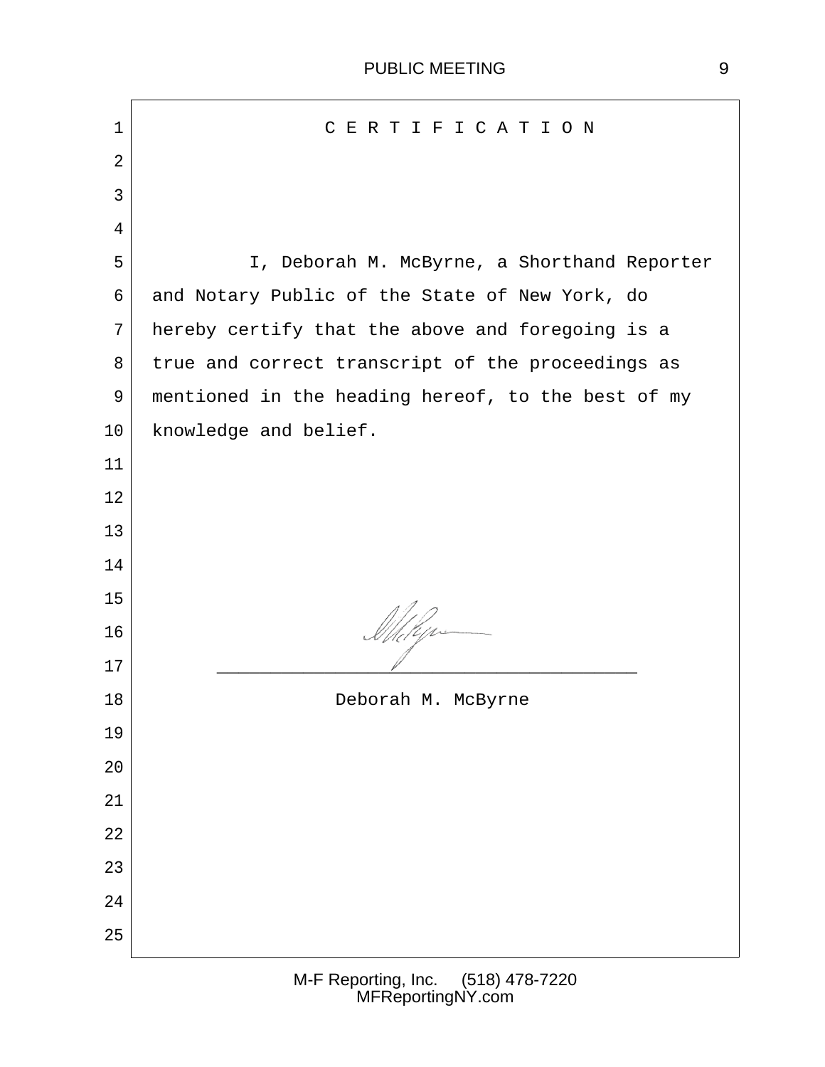# C E R T I F I C A T I O N

I, Deborah M. McByrne, a Shorthand Reporter and Notary Public of the State of New York, do hereby certify that the above and foregoing is a true and correct transcript of the proceedings as mentioned in the heading hereof, to the best of my knowledge and belief.

\_\_\_\_\_\_\_\_\_\_\_\_\_\_\_\_\_\_\_\_\_\_\_\_\_\_\_\_\_\_\_\_\_\_\_\_\_\_\_

Deborah M. McByrne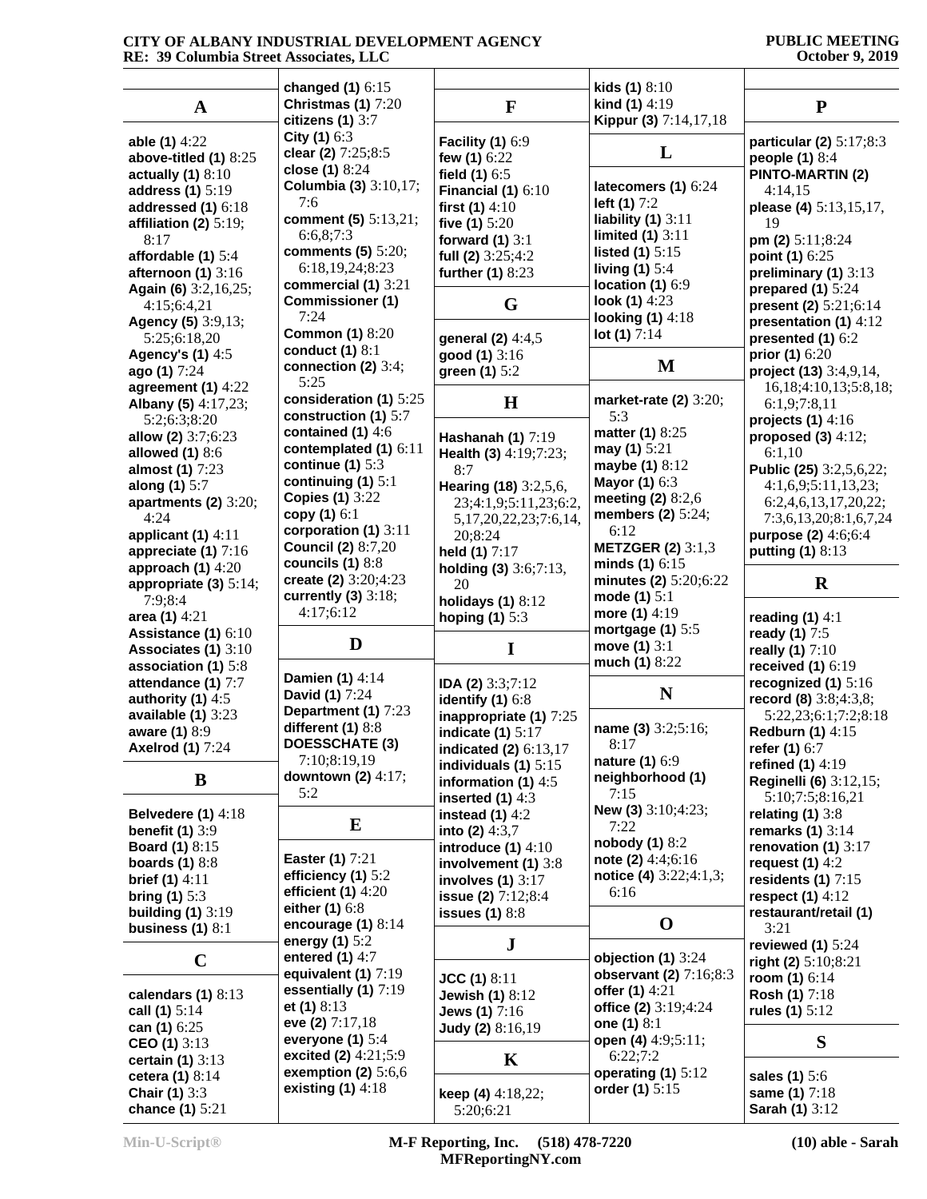## A

**able (1)** 4:22
**above-titled (1)** 8:25
**actually (1)** 8:10
**address (1)** 5:19
**addressed (1)** 6:18
**affiliation (2)** 5:19; 8:17
**affordable (1)** 5:4
**afternoon (1)** 3:16
**Again (6)** 3:2,16,25; 4:15;6:4,21
**Agency (5)** 3:9,13; 5:25;6:18,20
**Agency's (1)** 4:5
**ago (1)** 7:24
**agreement (1)** 4:22
**Albany (5)** 4:17,23; 5:2;6:3;8:20
**allow (2)** 3:7;6:23
**allowed (1)** 8:6
**almost (1)** 7:23
**along (1)** 5:7
**apartments (2)** 3:20; 4:24
**applicant (1)** 4:11
**appreciate (1)** 7:16
**approach (1)** 4:20
**appropriate (3)** 5:14; 7:9;8:4
**area (1)** 4:21
**Assistance (1)** 6:10
**Associates (1)** 3:10
**association (1)** 5:8
**attendance (1)** 7:7
**authority (1)** 4:5
**available (1)** 3:23
**aware (1)** 8:9
**Axelrod (1)** 7:24

## B

**Belvedere (1)** 4:18
**benefit (1)** 3:9
**Board (1)** 8:15
**boards (1)** 8:8
**brief (1)** 4:11
**bring (1)** 5:3
**building (1)** 3:19
**business (1)** 8:1

## C

**calendars (1)** 8:13
**call (1)** 5:14
**can (1)** 6:25
**CEO (1)** 3:13
**certain (1)** 3:13
**cetera (1)** 8:14
**Chair (1)** 3:3
**chance (1)** 5:21
**changed (1)** 6:15
**Christmas (1)** 7:20
**citizens (1)** 3:7
**City (1)** 6:3
**clear (2)** 7:25;8:5
**close (1)** 8:24
**Columbia (3)** 3:10,17; 7:6
**comment (5)** 5:13,21; 6:6,8;7:3
**comments (5)** 5:20; 6:18,19,24;8:23
**commercial (1)** 3:21
**Commissioner (1)** 7:24
**Common (1)** 8:20
**conduct (1)** 8:1
**connection (2)** 3:4; 5:25
**consideration (1)** 5:25
**construction (1)** 5:7
**contained (1)** 4:6
**contemplated (1)** 6:11
**continue (1)** 5:3
**continuing (1)** 5:1
**Copies (1)** 3:22
**copy (1)** 6:1
**corporation (1)** 3:11
**Council (2)** 8:7,20
**councils (1)** 8:8
**create (2)** 3:20;4:23
**currently (3)** 3:18; 4:17;6:12

## D

**Damien (1)** 4:14
**David (1)** 7:24
**Department (1)** 7:23
**different (1)** 8:8
**DOESSCHATE (3)** 7:10;8:19,19
**downtown (2)** 4:17; 5:2

## E

**Easter (1)** 7:21
**efficiency (1)** 5:2
**efficient (1)** 4:20
**either (1)** 6:8
**encourage (1)** 8:14
**energy (1)** 5:2
**entered (1)** 4:7
**equivalent (1)** 7:19
**essentially (1)** 7:19
**et (1)** 8:13
**eve (2)** 7:17,18
**everyone (1)** 5:4
**excited (2)** 4:21;5:9
**exemption (2)** 5:6,6
**existing (1)** 4:18

## F

**Facility (1)** 6:9
**few (1)** 6:22
**field (1)** 6:5
**Financial (1)** 6:10
**first (1)** 4:10
**five (1)** 5:20
**forward (1)** 3:1
**full (2)** 3:25;4:2
**further (1)** 8:23

## G

**general (2)** 4:4,5
**good (1)** 3:16
**green (1)** 5:2

## H

**Hashanah (1)** 7:19
**Health (3)** 4:19;7:23; 8:7
**Hearing (18)** 3:2,5,6, 23;4:1,9;5:11,23;6:2, 5,17,20,22,23;7:6,14, 20;8:24
**held (1)** 7:17
**holding (3)** 3:6;7:13, 20
**holidays (1)** 8:12
**hoping (1)** 5:3

## I

**IDA (2)** 3:3;7:12
**identify (1)** 6:8
**inappropriate (1)** 7:25
**indicate (1)** 5:17
**indicated (2)** 6:13,17
**individuals (1)** 5:15
**information (1)** 4:5
**inserted (1)** 4:3
**instead (1)** 4:2
**into (2)** 4:3,7
**introduce (1)** 4:10
**involvement (1)** 3:8
**involves (1)** 3:17
**issue (2)** 7:12;8:4
**issues (1)** 8:8

## J

**JCC (1)** 8:11
**Jewish (1)** 8:12
**Jews (1)** 7:16
**Judy (2)** 8:16,19

## K

**keep (4)** 4:18,22; 5:20;6:21
**kids (1)** 8:10
**kind (1)** 4:19
**Kippur (3)** 7:14,17,18

## L

**latecomers (1)** 6:24
**left (1)** 7:2
**liability (1)** 3:11
**limited (1)** 3:11
**listed (1)** 5:15
**living (1)** 5:4
**location (1)** 6:9
**look (1)** 4:23
**looking (1)** 4:18
**lot (1)** 7:14

## M

**market-rate (2)** 3:20; 5:3
**matter (1)** 8:25
**may (1)** 5:21
**maybe (1)** 8:12
**Mayor (1)** 6:3
**meeting (2)** 8:2,6
**members (2)** 5:24; 6:12
**METZGER (2)** 3:1,3
**minds (1)** 6:15
**minutes (2)** 5:20;6:22
**mode (1)** 5:1
**more (1)** 4:19
**mortgage (1)** 5:5
**move (1)** 3:1
**much (1)** 8:22

## N

**name (3)** 3:2;5:16; 8:17
**nature (1)** 6:9
**neighborhood (1)** 7:15
**New (3)** 3:10;4:23; 7:22
**nobody (1)** 8:2
**note (2)** 4:4;6:16
**notice (4)** 3:22;4:1,3; 6:16

## O

**objection (1)** 3:24
**observant (2)** 7:16;8:3
**offer (1)** 4:21
**office (2)** 3:19;4:24
**one (1)** 8:1
**open (4)** 4:9;5:11; 6:22;7:2
**operating (1)** 5:12
**order (1)** 5:15

## P

**particular (2)** 5:17;8:3
**people (1)** 8:4
**PINTO-MARTIN (2)** 4:14,15
**please (4)** 5:13,15,17, 19
**pm (2)** 5:11;8:24
**point (1)** 6:25
**preliminary (1)** 3:13
**prepared (1)** 5:24
**present (2)** 5:21;6:14
**presentation (1)** 4:12
**presented (1)** 6:2
**prior (1)** 6:20
**project (13)** 3:4,9,14, 16,18;4:10,13;5:8,18; 6:1,9;7:8,11
**projects (1)** 4:16
**proposed (3)** 4:12; 6:1,10
**Public (25)** 3:2,5,6,22; 4:1,6,9;5:11,13,23; 6:2,4,6,13,17,20,22; 7:3,6,13,20;8:1,6,7,24
**purpose (2)** 4:6;6:4
**putting (1)** 8:13

## R

**reading (1)** 4:1
**ready (1)** 7:5
**really (1)** 7:10
**received (1)** 6:19
**recognized (1)** 5:16
**record (8)** 3:8;4:3,8; 5:22,23;6:1;7:2;8:18
**Redburn (1)** 4:15
**refer (1)** 6:7
**refined (1)** 4:19
**Reginelli (6)** 3:12,15; 5:10;7:5;8:16,21
**relating (1)** 3:8
**remarks (1)** 3:14
**renovation (1)** 3:17
**request (1)** 4:2
**residents (1)** 7:15
**respect (1)** 4:12
**restaurant/retail (1)** 3:21
**reviewed (1)** 5:24
**right (2)** 5:10;8:21
**room (1)** 6:14
**Rosh (1)** 7:18
**rules (1)** 5:12

## S

**sales (1)** 5:6
**same (1)** 7:18
**Sarah (1)** 3:12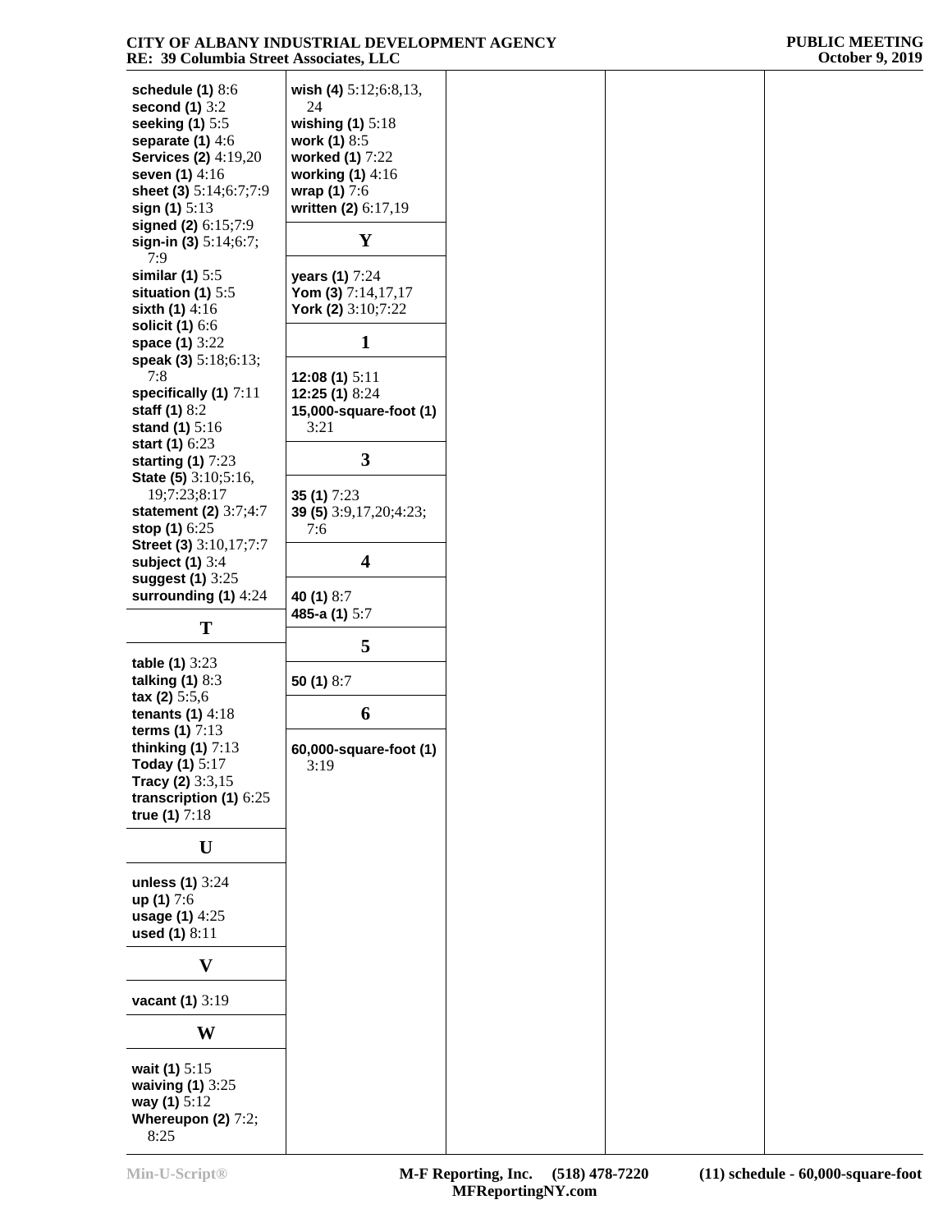**schedule (1)** 8:6
**second (1)** 3:2
**seeking (1)** 5:5
**separate (1)** 4:6
**Services (2)** 4:19,20
**seven (1)** 4:16
**sheet (3)** 5:14;6:7;7:9
**sign (1)** 5:13
**signed (2)** 6:15;7:9
**sign-in (3)** 5:14;6:7; 7:9
**similar (1)** 5:5
**situation (1)** 5:5
**sixth (1)** 4:16
**solicit (1)** 6:6
**space (1)** 3:22
**speak (3)** 5:18;6:13; 7:8
**specifically (1)** 7:11
**staff (1)** 8:2
**stand (1)** 5:16
**start (1)** 6:23
**starting (1)** 7:23
**State (5)** 3:10;5:16, 19;7:23;8:17
**statement (2)** 3:7;4:7
**stop (1)** 6:25
**Street (3)** 3:10,17;7:7
**subject (1)** 3:4
**suggest (1)** 3:25
**surrounding (1)** 4:24

## T

**table (1)** 3:23
**talking (1)** 8:3
**tax (2)** 5:5,6
**tenants (1)** 4:18
**terms (1)** 7:13
**thinking (1)** 7:13
**Today (1)** 5:17
**Tracy (2)** 3:3,15
**transcription (1)** 6:25
**true (1)** 7:18

## U

**unless (1)** 3:24
**up (1)** 7:6
**usage (1)** 4:25
**used (1)** 8:11

## V

**vacant (1)** 3:19

## W

**wait (1)** 5:15
**waiving (1)** 3:25
**way (1)** 5:12
**Whereupon (2)** 7:2; 8:25
**wish (4)** 5:12;6:8,13, 24
**wishing (1)** 5:18
**work (1)** 8:5
**worked (1)** 7:22
**working (1)** 4:16
**wrap (1)** 7:6
**written (2)** 6:17,19

## Y

**years (1)** 7:24
**Yom (3)** 7:14,17,17
**York (2)** 3:10;7:22

## 1

**12:08 (1)** 5:11
**12:25 (1)** 8:24
**15,000-square-foot (1)** 3:21

## 3

**35 (1)** 7:23
**39 (5)** 3:9,17,20;4:23; 7:6

## 4

**40 (1)** 8:7
**485-a (1)** 5:7

## 5

**50 (1)** 8:7

## 6

**60,000-square-foot (1)** 3:19